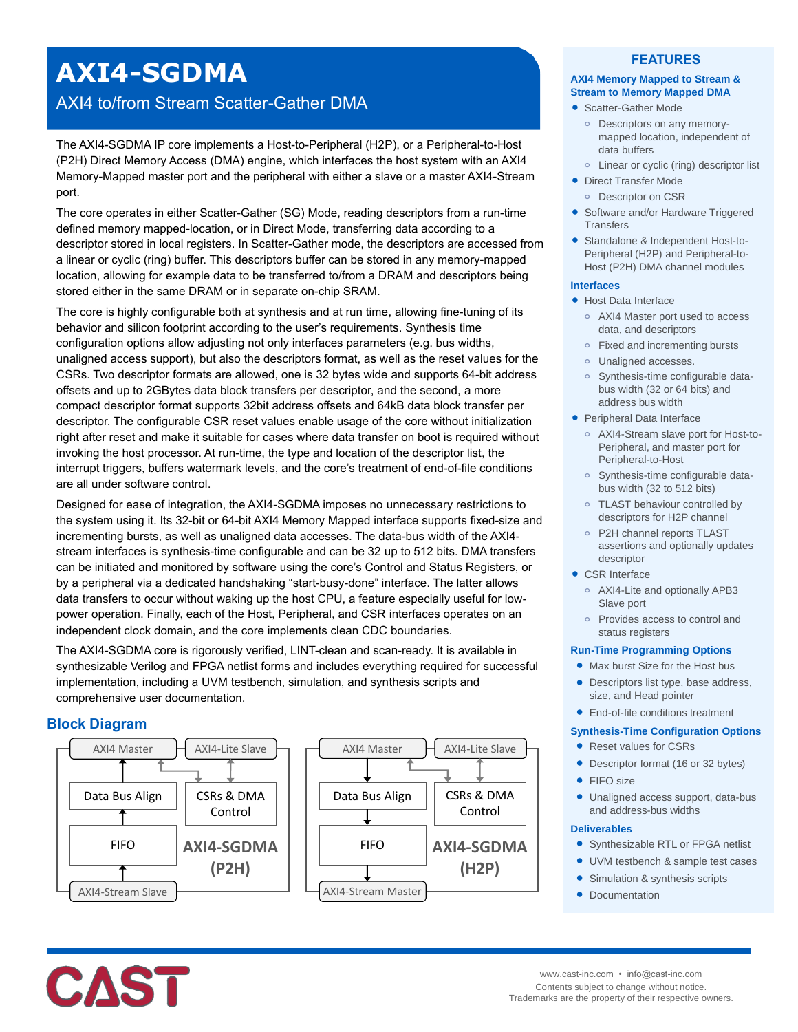# AXI4-SGDMA

## AXI4 to/from Stream Scatter-Gather DMA

The AXI4-SGDMA IP core implements a Host-to-Peripheral (H2P), or a Peripheral-to-Host (P2H) Direct Memory Access (DMA) engine, which interfaces the host system with an AXI4 Memory-Mapped master port and the peripheral with either a slave or a master AXI4-Stream port.

The core operates in either Scatter-Gather (SG) Mode, reading descriptors from a run-time defined memory mapped-location, or in Direct Mode, transferring data according to a descriptor stored in local registers. In Scatter-Gather mode, the descriptors are accessed from a linear or cyclic (ring) buffer. This descriptors buffer can be stored in any memory-mapped location, allowing for example data to be transferred to/from a DRAM and descriptors being stored either in the same DRAM or in separate on-chip SRAM.

The core is highly configurable both at synthesis and at run time, allowing fine-tuning of its behavior and silicon footprint according to the user's requirements. Synthesis time configuration options allow adjusting not only interfaces parameters (e.g. bus widths, unaligned access support), but also the descriptors format, as well as the reset values for the CSRs. Two descriptor formats are allowed, one is 32 bytes wide and supports 64-bit address offsets and up to 2GBytes data block transfers per descriptor, and the second, a more compact descriptor format supports 32bit address offsets and 64kB data block transfer per descriptor. The configurable CSR reset values enable usage of the core without initialization right after reset and make it suitable for cases where data transfer on boot is required without invoking the host processor. At run-time, the type and location of the descriptor list, the interrupt triggers, buffers watermark levels, and the core's treatment of end-of-file conditions are all under software control.

Designed for ease of integration, the AXI4-SGDMA imposes no unnecessary restrictions to the system using it. Its 32-bit or 64-bit AXI4 Memory Mapped interface supports fixed-size and incrementing bursts, as well as unaligned data accesses. The data-bus width of the AXI4-stream interfaces is synthesis-time configurable and can be 32 up to 512 bits. DMA transfers can be initiated and monitored by software using the core's Control and Status Registers, or by a peripheral via a dedicated handshaking "start-busy-done" interface. The latter allows data transfers to occur without waking up the host CPU, a feature especially useful for low-power operation. Finally, each of the Host, Peripheral, and CSR interfaces operates on an independent clock domain, and the core implements clean CDC boundaries.

The AXI4-SGDMA core is rigorously verified, LINT-clean and scan-ready. It is available in synthesizable Verilog and FPGA netlist forms and includes everything required for successful implementation, including a UVM testbench, simulation, and synthesis scripts and comprehensive user documentation.

## Block Diagram

AXI4 Master | AXI4-Lite Slave | Data Bus Align | CSRs & DMA Control | FIFO | AXI4-SGDMA (P2H) | AXI4-Stream Slave

AXI4 Master | AXI4-Lite Slave | Data Bus Align | CSRs & DMA Control | FIFO | AXI4-SGDMA (H2P) | AXI4-Stream Master

## FEATURES

### AXI4 Memory Mapped to Stream & Stream to Memory Mapped DMA

- Scatter-Gather Mode
  - Descriptors on any memory-mapped location, independent of data buffers
  - Linear or cyclic (ring) descriptor list
- Direct Transfer Mode
  - Descriptor on CSR
- Software and/or Hardware Triggered Transfers
- Standalone & Independent Host-to-Peripheral (H2P) and Peripheral-to-Host (P2H) DMA channel modules

### Interfaces

- Host Data Interface
  - AXI4 Master port used to access data, and descriptors
  - Fixed and incrementing bursts
  - Unaligned accesses.
  - Synthesis-time configurable data-bus width (32 or 64 bits) and address bus width
- Peripheral Data Interface
  - AXI4-Stream slave port for Host-to-Peripheral, and master port for Peripheral-to-Host
  - Synthesis-time configurable data-bus width (32 to 512 bits)
  - TLAST behaviour controlled by descriptors for H2P channel
  - P2H channel reports TLAST assertions and optionally updates descriptor
- CSR Interface
  - AXI4-Lite and optionally APB3 Slave port
  - Provides access to control and status registers

### Run-Time Programming Options

- Max burst Size for the Host bus
- Descriptors list type, base address, size, and Head pointer
- End-of-file conditions treatment

### Synthesis-Time Configuration Options

- Reset values for CSRs
- Descriptor format (16 or 32 bytes)
- FIFO size
- Unaligned access support, data-bus and address-bus widths

### Deliverables

- Synthesizable RTL or FPGA netlist
- UVM testbench & sample test cases
- Simulation & synthesis scripts
- Documentation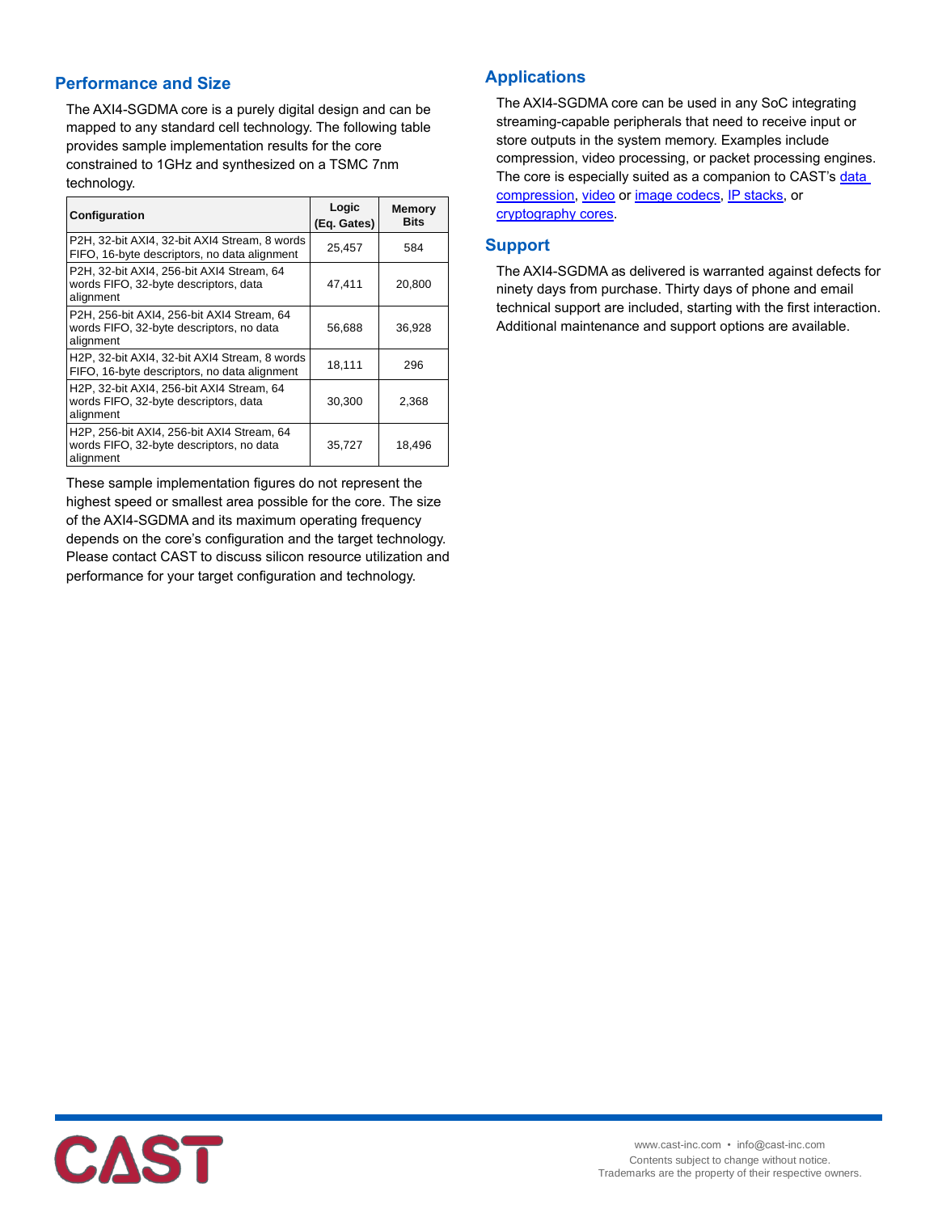## Performance and Size

The AXI4-SGDMA core is a purely digital design and can be mapped to any standard cell technology. The following table provides sample implementation results for the core constrained to 1GHz and synthesized on a TSMC 7nm technology.

| Configuration | Logic (Eq. Gates) | Memory Bits |
|---|---|---|
| P2H, 32-bit AXI4, 32-bit AXI4 Stream, 8 words FIFO, 16-byte descriptors, no data alignment | 25,457 | 584 |
| P2H, 32-bit AXI4, 256-bit AXI4 Stream, 64 words FIFO, 32-byte descriptors, data alignment | 47,411 | 20,800 |
| P2H, 256-bit AXI4, 256-bit AXI4 Stream, 64 words FIFO, 32-byte descriptors, no data alignment | 56,688 | 36,928 |
| H2P, 32-bit AXI4, 32-bit AXI4 Stream, 8 words FIFO, 16-byte descriptors, no data alignment | 18,111 | 296 |
| H2P, 32-bit AXI4, 256-bit AXI4 Stream, 64 words FIFO, 32-byte descriptors, data alignment | 30,300 | 2,368 |
| H2P, 256-bit AXI4, 256-bit AXI4 Stream, 64 words FIFO, 32-byte descriptors, no data alignment | 35,727 | 18,496 |

These sample implementation figures do not represent the highest speed or smallest area possible for the core. The size of the AXI4-SGDMA and its maximum operating frequency depends on the core's configuration and the target technology. Please contact CAST to discuss silicon resource utilization and performance for your target configuration and technology.

## Applications

The AXI4-SGDMA core can be used in any SoC integrating streaming-capable peripherals that need to receive input or store outputs in the system memory. Examples include compression, video processing, or packet processing engines. The core is especially suited as a companion to CAST's data compression, video or image codecs, IP stacks, or cryptography cores.

## Support

The AXI4-SGDMA as delivered is warranted against defects for ninety days from purchase. Thirty days of phone and email technical support are included, starting with the first interaction. Additional maintenance and support options are available.

www.cast-inc.com • info@cast-inc.com
Contents subject to change without notice.
Trademarks are the property of their respective owners.